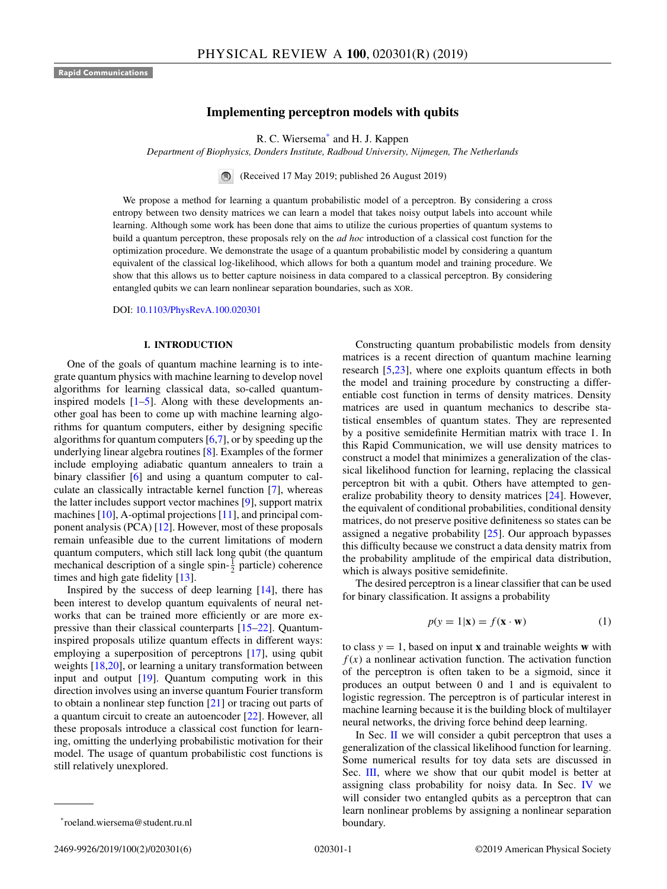**Rapid Communications**

# Implementing perceptron models with qubits

R. C. Wiersema[*] and H. J. Kappen

*Department of Biophysics, Donders Institute, Radboud University, Nijmegen, The Netherlands*

(Received 17 May 2019; published 26 August 2019)

We propose a method for learning a quantum probabilistic model of a perceptron. By considering a cross entropy between two density matrices we can learn a model that takes noisy output labels into account while learning. Although some work has been done that aims to utilize the curious properties of quantum systems to build a quantum perceptron, these proposals rely on the *ad hoc* introduction of a classical cost function for the optimization procedure. We demonstrate the usage of a quantum probabilistic model by considering a quantum equivalent of the classical log-likelihood, which allows for both a quantum model and training procedure. We show that this allows us to better capture noisiness in data compared to a classical perceptron. By considering entangled qubits we can learn nonlinear separation boundaries, such as XOR.

DOI: 10.1103/PhysRevA.100.020301

## I. INTRODUCTION

One of the goals of quantum machine learning is to integrate quantum physics with machine learning to develop novel algorithms for learning classical data, so-called quantum-inspired models [1–5]. Along with these developments another goal has been to come up with machine learning algorithms for quantum computers, either by designing specific algorithms for quantum computers [6,7], or by speeding up the underlying linear algebra routines [8]. Examples of the former include employing adiabatic quantum annealers to train a binary classifier [6] and using a quantum computer to calculate an classically intractable kernel function [7], whereas the latter includes support vector machines [9], support matrix machines [10], A-optimal projections [11], and principal component analysis (PCA) [12]. However, most of these proposals remain unfeasible due to the current limitations of modern quantum computers, which still lack long qubit (the quantum mechanical description of a single spin-$\frac{1}{2}$ particle) coherence times and high gate fidelity [13].

Inspired by the success of deep learning [14], there has been interest to develop quantum equivalents of neural networks that can be trained more efficiently or are more expressive than their classical counterparts [15–22]. Quantum-inspired proposals utilize quantum effects in different ways: employing a superposition of perceptrons [17], using qubit weights [18,20], or learning a unitary transformation between input and output [19]. Quantum computing work in this direction involves using an inverse quantum Fourier transform to obtain a nonlinear step function [21] or tracing out parts of a quantum circuit to create an autoencoder [22]. However, all these proposals introduce a classical cost function for learning, omitting the underlying probabilistic motivation for their model. The usage of quantum probabilistic cost functions is still relatively unexplored.

Constructing quantum probabilistic models from density matrices is a recent direction of quantum machine learning research [5,23], where one exploits quantum effects in both the model and training procedure by constructing a differentiable cost function in terms of density matrices. Density matrices are used in quantum mechanics to describe statistical ensembles of quantum states. They are represented by a positive semidefinite Hermitian matrix with trace 1. In this Rapid Communication, we will use density matrices to construct a model that minimizes a generalization of the classical likelihood function for learning, replacing the classical perceptron bit with a qubit. Others have attempted to generalize probability theory to density matrices [24]. However, the equivalent of conditional probabilities, conditional density matrices, do not preserve positive definiteness so states can be assigned a negative probability [25]. Our approach bypasses this difficulty because we construct a data density matrix from the probability amplitude of the empirical data distribution, which is always positive semidefinite.

The desired perceptron is a linear classifier that can be used for binary classification. It assigns a probability

$$p(y=1|\mathbf{x}) = f(\mathbf{x}\cdot\mathbf{w}) \tag{1}$$

to class $y=1$, based on input $\mathbf{x}$ and trainable weights $\mathbf{w}$ with $f(x)$ a nonlinear activation function. The activation function of the perceptron is often taken to be a sigmoid, since it produces an output between 0 and 1 and is equivalent to logistic regression. The perceptron is of particular interest in machine learning because it is the building block of multilayer neural networks, the driving force behind deep learning.

In Sec. II we will consider a qubit perceptron that uses a generalization of the classical likelihood function for learning. Some numerical results for toy data sets are discussed in Sec. III, where we show that our qubit model is better at assigning class probability for noisy data. In Sec. IV we will consider two entangled qubits as a perceptron that can learn nonlinear problems by assigning a nonlinear separation boundary.

[*] roeland.wiersema@student.ru.nl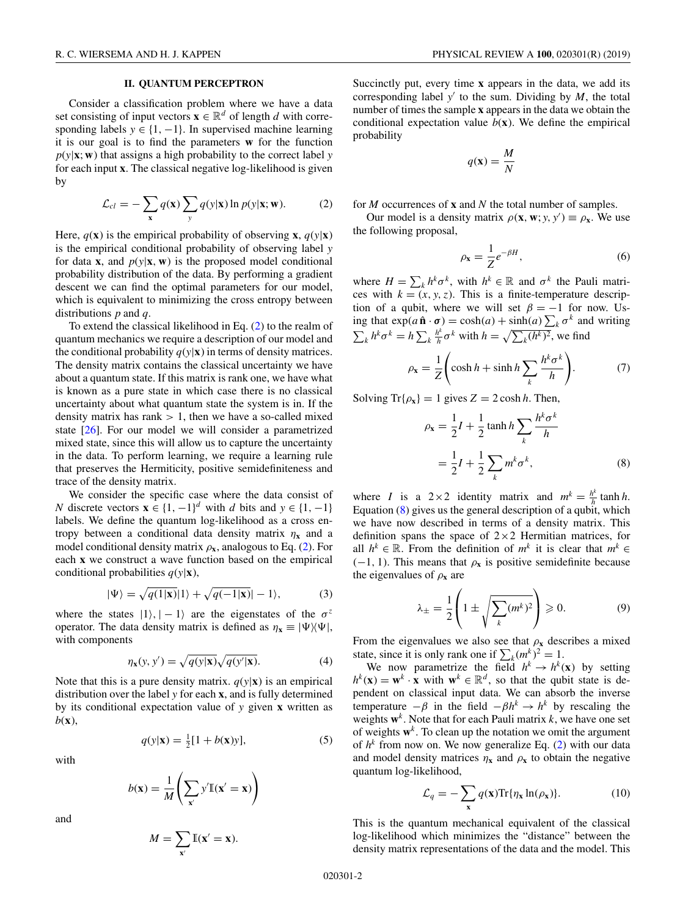## II. QUANTUM PERCEPTRON

Consider a classification problem where we have a data set consisting of input vectors $\mathbf{x} \in \mathbb{R}^d$ of length $d$ with corresponding labels $y \in \{1, -1\}$. In supervised machine learning it is our goal is to find the parameters $\mathbf{w}$ for the function $p(y|\mathbf{x}; \mathbf{w})$ that assigns a high probability to the correct label $y$ for each input $\mathbf{x}$. The classical negative log-likelihood is given by

$$\mathcal{L}_{cl} = -\sum_{\mathbf{x}} q(\mathbf{x}) \sum_{y} q(y|\mathbf{x}) \ln p(y|\mathbf{x}; \mathbf{w}). \tag{2}$$

Here, $q(\mathbf{x})$ is the empirical probability of observing $\mathbf{x}$, $q(y|\mathbf{x})$ is the empirical conditional probability of observing label $y$ for data $\mathbf{x}$, and $p(y|\mathbf{x}, \mathbf{w})$ is the proposed model conditional probability distribution of the data. By performing a gradient descent we can find the optimal parameters for our model, which is equivalent to minimizing the cross entropy between distributions $p$ and $q$.

To extend the classical likelihood in Eq. (2) to the realm of quantum mechanics we require a description of our model and the conditional probability $q(y|\mathbf{x})$ in terms of density matrices. The density matrix contains the classical uncertainty we have about a quantum state. If this matrix is rank one, we have what is known as a pure state in which case there is no classical uncertainty about what quantum state the system is in. If the density matrix has rank $> 1$, then we have a so-called mixed state [26]. For our model we will consider a parametrized mixed state, since this will allow us to capture the uncertainty in the data. To perform learning, we require a learning rule that preserves the Hermiticity, positive semidefiniteness and trace of the density matrix.

We consider the specific case where the data consist of $N$ discrete vectors $\mathbf{x} \in \{1, -1\}^d$ with $d$ bits and $y \in \{1, -1\}$ labels. We define the quantum log-likelihood as a cross entropy between a conditional data density matrix $\eta_{\mathbf{x}}$ and a model conditional density matrix $\rho_{\mathbf{x}}$, analogous to Eq. (2). For each $\mathbf{x}$ we construct a wave function based on the empirical conditional probabilities $q(y|\mathbf{x})$,

$$|\Psi\rangle = \sqrt{q(1|\mathbf{x})}|1\rangle + \sqrt{q(-1|\mathbf{x})}|-1\rangle, \tag{3}$$

where the states $|1\rangle, |-1\rangle$ are the eigenstates of the $\sigma^z$ operator. The data density matrix is defined as $\eta_{\mathbf{x}} \equiv |\Psi\rangle\langle\Psi|$, with components

$$\eta_{\mathbf{x}}(y, y') = \sqrt{q(y|\mathbf{x})}\sqrt{q(y'|\mathbf{x})}. \tag{4}$$

Note that this is a pure density matrix. $q(y|\mathbf{x})$ is an empirical distribution over the label $y$ for each $\mathbf{x}$, and is fully determined by its conditional expectation value of $y$ given $\mathbf{x}$ written as $b(\mathbf{x})$,

$$q(y|\mathbf{x}) = \tfrac{1}{2}[1 + b(\mathbf{x})y], \tag{5}$$

with

$$b(\mathbf{x}) = \frac{1}{M}\left(\sum_{\mathbf{x}'} y' \mathbb{I}(\mathbf{x}' = \mathbf{x})\right)$$

and

$$M = \sum_{\mathbf{x}'} \mathbb{I}(\mathbf{x}' = \mathbf{x}).$$

Succinctly put, every time $\mathbf{x}$ appears in the data, we add its corresponding label $y'$ to the sum. Dividing by $M$, the total number of times the sample $\mathbf{x}$ appears in the data we obtain the conditional expectation value $b(\mathbf{x})$. We define the empirical probability

$$q(\mathbf{x}) = \frac{M}{N}$$

for $M$ occurrences of $\mathbf{x}$ and $N$ the total number of samples.

Our model is a density matrix $\rho(\mathbf{x}, \mathbf{w}; y, y') \equiv \rho_{\mathbf{x}}$. We use the following proposal,

$$\rho_{\mathbf{x}} = \frac{1}{Z} e^{-\beta H}, \tag{6}$$

where $H = \sum_k h^k \sigma^k$, with $h^k \in \mathbb{R}$ and $\sigma^k$ the Pauli matrices with $k = (x, y, z)$. This is a finite-temperature description of a qubit, where we will set $\beta = -1$ for now. Using that $\exp(a\,\hat{\mathbf{n}} \cdot \boldsymbol{\sigma}) = \cosh(a) + \sinh(a) \sum_k \sigma^k$ and writing $\sum_k h^k \sigma^k = h \sum_k \frac{h^k}{h} \sigma^k$ with $h = \sqrt{\sum_k (h^k)^2}$, we find

$$\rho_{\mathbf{x}} = \frac{1}{Z}\left(\cosh h + \sinh h \sum_k \frac{h^k \sigma^k}{h}\right). \tag{7}$$

Solving $\mathrm{Tr}\{\rho_{\mathbf{x}}\} = 1$ gives $Z = 2\cosh h$. Then,

$$\begin{aligned}
\rho_{\mathbf{x}} &= \frac{1}{2} I + \frac{1}{2} \tanh h \sum_k \frac{h^k \sigma^k}{h} \\
&= \frac{1}{2} I + \frac{1}{2} \sum_k m^k \sigma^k,
\end{aligned} \tag{8}$$

where $I$ is a $2 \times 2$ identity matrix and $m^k = \frac{h^k}{h} \tanh h$. Equation (8) gives us the general description of a qubit, which we have now described in terms of a density matrix. This definition spans the space of $2 \times 2$ Hermitian matrices, for all $h^k \in \mathbb{R}$. From the definition of $m^k$ it is clear that $m^k \in (-1, 1)$. This means that $\rho_{\mathbf{x}}$ is positive semidefinite because the eigenvalues of $\rho_{\mathbf{x}}$ are

$$\lambda_{\pm} = \frac{1}{2}\left(1 \pm \sqrt{\sum_k (m^k)^2}\right) \geqslant 0. \tag{9}$$

From the eigenvalues we also see that $\rho_{\mathbf{x}}$ describes a mixed state, since it is only rank one if $\sum_k (m^k)^2 = 1$.

We now parametrize the field $h^k \to h^k(\mathbf{x})$ by setting $h^k(\mathbf{x}) = \mathbf{w}^k \cdot \mathbf{x}$ with $\mathbf{w}^k \in \mathbb{R}^d$, so that the qubit state is dependent on classical input data. We can absorb the inverse temperature $-\beta$ in the field $-\beta h^k \to h^k$ by rescaling the weights $\mathbf{w}^k$. Note that for each Pauli matrix $k$, we have one set of weights $\mathbf{w}^k$. To clean up the notation we omit the argument of $h^k$ from now on. We now generalize Eq. (2) with our data and model density matrices $\eta_{\mathbf{x}}$ and $\rho_{\mathbf{x}}$ to obtain the negative quantum log-likelihood,

$$\mathcal{L}_q = -\sum_{\mathbf{x}} q(\mathbf{x}) \mathrm{Tr}\{\eta_{\mathbf{x}} \ln(\rho_{\mathbf{x}})\}. \tag{10}$$

This is the quantum mechanical equivalent of the classical log-likelihood which minimizes the "distance" between the density matrix representations of the data and the model. This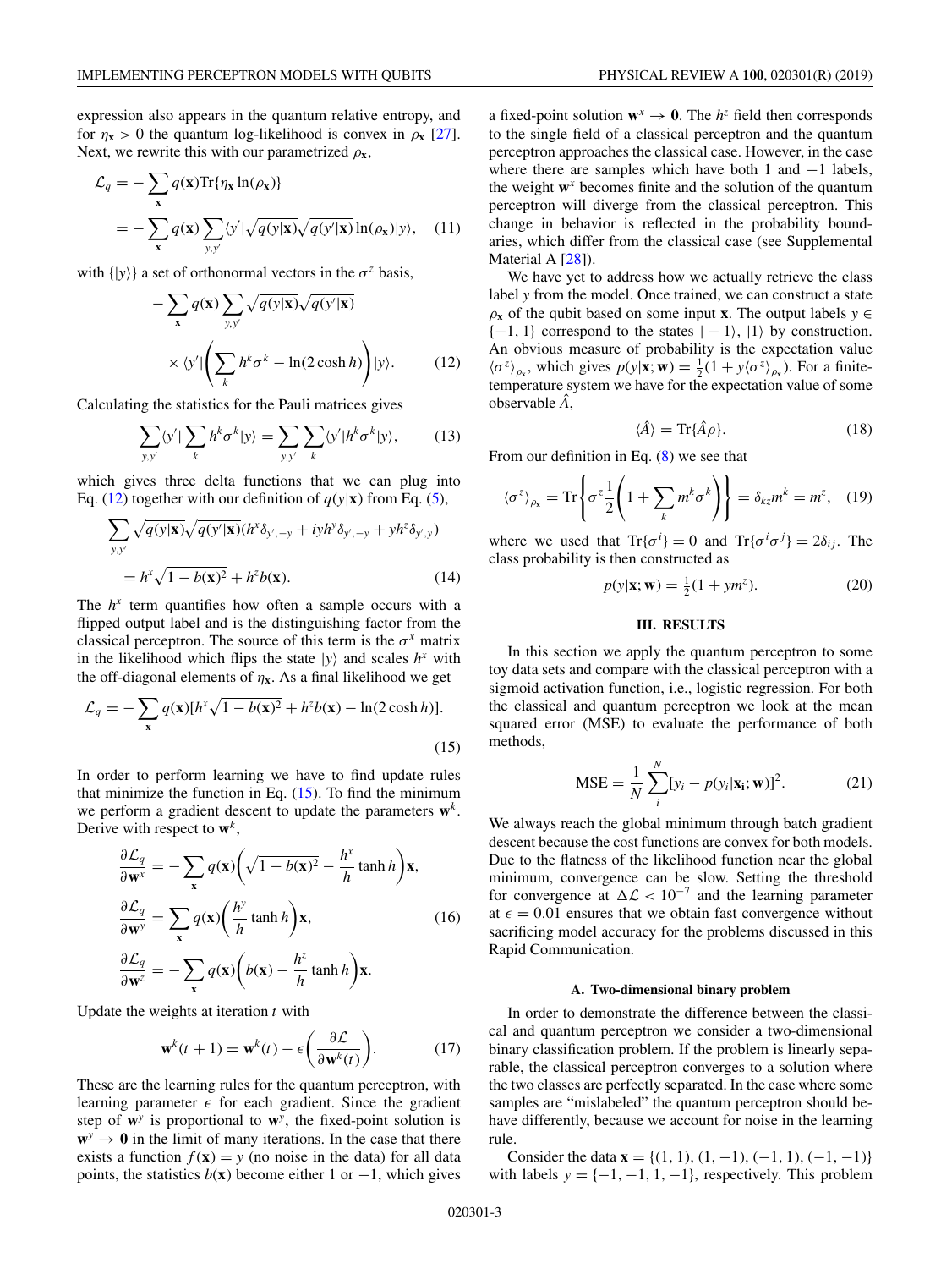expression also appears in the quantum relative entropy, and for $\eta_{\mathbf{x}} > 0$ the quantum log-likelihood is convex in $\rho_{\mathbf{x}}$ [27]. Next, we rewrite this with our parametrized $\rho_{\mathbf{x}}$,

$$\mathcal{L}_q = -\sum_{\mathbf{x}} q(\mathbf{x}) \mathrm{Tr}\{\eta_{\mathbf{x}} \ln(\rho_{\mathbf{x}})\}$$
$$= -\sum_{\mathbf{x}} q(\mathbf{x}) \sum_{y,y'} \langle y' | \sqrt{q(y|\mathbf{x})} \sqrt{q(y'|\mathbf{x})} \ln(\rho_{\mathbf{x}}) | y \rangle, \quad (11)$$

with $\{|y\rangle\}$ a set of orthonormal vectors in the $\sigma^z$ basis,

$$-\sum_{\mathbf{x}} q(\mathbf{x}) \sum_{y,y'} \sqrt{q(y|\mathbf{x})} \sqrt{q(y'|\mathbf{x})} \times \langle y' | \left( \sum_k h^k \sigma^k - \ln(2\cosh h) \right) | y \rangle. \quad (12)$$

Calculating the statistics for the Pauli matrices gives

$$\sum_{y,y'} \langle y' | \sum_k h^k \sigma^k | y \rangle = \sum_{y,y'} \sum_k \langle y' | h^k \sigma^k | y \rangle, \quad (13)$$

which gives three delta functions that we can plug into Eq. (12) together with our definition of $q(y|\mathbf{x})$ from Eq. (5),

$$\sum_{y,y'} \sqrt{q(y|\mathbf{x})} \sqrt{q(y'|\mathbf{x})} (h^x \delta_{y',-y} + iyh^y \delta_{y',-y} + yh^z \delta_{y',y})$$
$$= h^x \sqrt{1 - b(\mathbf{x})^2} + h^z b(\mathbf{x}). \quad (14)$$

The $h^x$ term quantifies how often a sample occurs with a flipped output label and is the distinguishing factor from the classical perceptron. The source of this term is the $\sigma^x$ matrix in the likelihood which flips the state $|y\rangle$ and scales $h^x$ with the off-diagonal elements of $\eta_{\mathbf{x}}$. As a final likelihood we get

$$\mathcal{L}_q = -\sum_{\mathbf{x}} q(\mathbf{x}) [h^x \sqrt{1 - b(\mathbf{x})^2} + h^z b(\mathbf{x}) - \ln(2\cosh h)]. \quad (15)$$

In order to perform learning we have to find update rules that minimize the function in Eq. (15). To find the minimum we perform a gradient descent to update the parameters $\mathbf{w}^k$. Derive with respect to $\mathbf{w}^k$,

$$\frac{\partial \mathcal{L}_q}{\partial \mathbf{w}^x} = -\sum_{\mathbf{x}} q(\mathbf{x}) \left( \sqrt{1 - b(\mathbf{x})^2} - \frac{h^x}{h} \tanh h \right) \mathbf{x},$$
$$\frac{\partial \mathcal{L}_q}{\partial \mathbf{w}^y} = \sum_{\mathbf{x}} q(\mathbf{x}) \left( \frac{h^y}{h} \tanh h \right) \mathbf{x}, \quad (16)$$
$$\frac{\partial \mathcal{L}_q}{\partial \mathbf{w}^z} = -\sum_{\mathbf{x}} q(\mathbf{x}) \left( b(\mathbf{x}) - \frac{h^z}{h} \tanh h \right) \mathbf{x}.$$

Update the weights at iteration $t$ with

$$\mathbf{w}^k(t+1) = \mathbf{w}^k(t) - \epsilon \left( \frac{\partial \mathcal{L}}{\partial \mathbf{w}^k(t)} \right). \quad (17)$$

These are the learning rules for the quantum perceptron, with learning parameter $\epsilon$ for each gradient. Since the gradient step of $\mathbf{w}^y$ is proportional to $\mathbf{w}^y$, the fixed-point solution is $\mathbf{w}^y \to \mathbf{0}$ in the limit of many iterations. In the case that there exists a function $f(\mathbf{x}) = y$ (no noise in the data) for all data points, the statistics $b(\mathbf{x})$ become either 1 or $-1$, which gives a fixed-point solution $\mathbf{w}^x \to \mathbf{0}$. The $h^z$ field then corresponds to the single field of a classical perceptron and the quantum perceptron approaches the classical case. However, in the case where there are samples which have both 1 and $-1$ labels, the weight $\mathbf{w}^x$ becomes finite and the solution of the quantum perceptron will diverge from the classical perceptron. This change in behavior is reflected in the probability boundaries, which differ from the classical case (see Supplemental Material A [28]).

We have yet to address how we actually retrieve the class label $y$ from the model. Once trained, we can construct a state $\rho_{\mathbf{x}}$ of the qubit based on some input $\mathbf{x}$. The output labels $y \in \{-1, 1\}$ correspond to the states $|-1\rangle$, $|1\rangle$ by construction. An obvious measure of probability is the expectation value $\langle \sigma^z \rangle_{\rho_{\mathbf{x}}}$, which gives $p(y|\mathbf{x}; \mathbf{w}) = \frac{1}{2}(1 + y\langle \sigma^z \rangle_{\rho_{\mathbf{x}}})$. For a finite-temperature system we have for the expectation value of some observable $\hat{A}$,

$$\langle \hat{A} \rangle = \mathrm{Tr}\{\hat{A}\rho\}. \quad (18)$$

From our definition in Eq. (8) we see that

$$\langle \sigma^z \rangle_{\rho_{\mathbf{x}}} = \mathrm{Tr}\left\{ \sigma^z \frac{1}{2} \left( 1 + \sum_k m^k \sigma^k \right) \right\} = \delta_{kz} m^k = m^z, \quad (19)$$

where we used that $\mathrm{Tr}\{\sigma^i\} = 0$ and $\mathrm{Tr}\{\sigma^i \sigma^j\} = 2\delta_{ij}$. The class probability is then constructed as

$$p(y|\mathbf{x}; \mathbf{w}) = \tfrac{1}{2}(1 + ym^z). \quad (20)$$

## III. RESULTS

In this section we apply the quantum perceptron to some toy data sets and compare with the classical perceptron with a sigmoid activation function, i.e., logistic regression. For both the classical and quantum perceptron we look at the mean squared error (MSE) to evaluate the performance of both methods,

$$\mathrm{MSE} = \frac{1}{N} \sum_i^N [y_i - p(y_i|\mathbf{x_i}; \mathbf{w})]^2. \quad (21)$$

We always reach the global minimum through batch gradient descent because the cost functions are convex for both models. Due to the flatness of the likelihood function near the global minimum, convergence can be slow. Setting the threshold for convergence at $\Delta\mathcal{L} < 10^{-7}$ and the learning parameter at $\epsilon = 0.01$ ensures that we obtain fast convergence without sacrificing model accuracy for the problems discussed in this Rapid Communication.

### A. Two-dimensional binary problem

In order to demonstrate the difference between the classical and quantum perceptron we consider a two-dimensional binary classification problem. If the problem is linearly separable, the classical perceptron converges to a solution where the two classes are perfectly separated. In the case where some samples are "mislabeled" the quantum perceptron should behave differently, because we account for noise in the learning rule.

Consider the data $\mathbf{x} = \{(1, 1), (1, -1), (-1, 1), (-1, -1)\}$ with labels $y = \{-1, -1, 1, -1\}$, respectively. This problem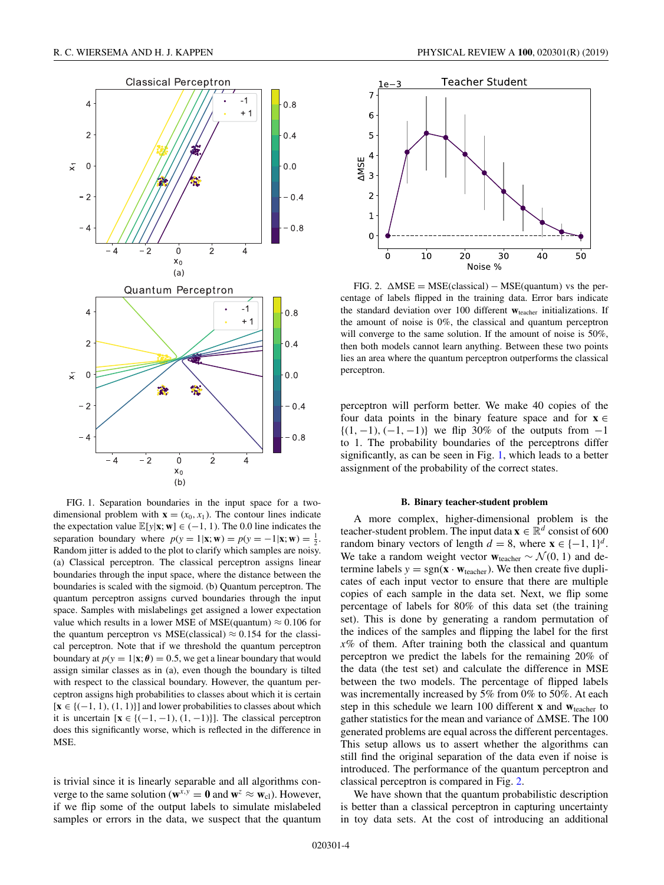FIG. 1. Separation boundaries in the input space for a two-dimensional problem with $\mathbf{x} = (x_0, x_1)$. The contour lines indicate the expectation value $\mathbb{E}[y|\mathbf{x}; \mathbf{w}] \in (-1, 1)$. The 0.0 line indicates the separation boundary where $p(y = 1|\mathbf{x}; \mathbf{w}) = p(y = -1|\mathbf{x}; \mathbf{w}) = \frac{1}{2}$. Random jitter is added to the plot to clarify which samples are noisy. (a) Classical perceptron. The classical perceptron assigns linear boundaries through the input space, where the distance between the boundaries is scaled with the sigmoid. (b) Quantum perceptron. The quantum perceptron assigns curved boundaries through the input space. Samples with mislabelings get assigned a lower expectation value which results in a lower MSE of MSE(quantum) $\approx 0.106$ for the quantum perceptron vs MSE(classical) $\approx 0.154$ for the classical perceptron. Note that if we threshold the quantum perceptron boundary at $p(y = 1|\mathbf{x}; \boldsymbol{\theta}) = 0.5$, we get a linear boundary that would assign similar classes as in (a), even though the boundary is tilted with respect to the classical boundary. However, the quantum perceptron assigns high probabilities to classes about which it is certain $[\mathbf{x} \in \{(-1, 1), (1, 1)\}]$ and lower probabilities to classes about which it is uncertain $[\mathbf{x} \in \{(-1, -1), (1, -1)\}]$. The classical perceptron does this significantly worse, which is reflected in the difference in MSE.

is trivial since it is linearly separable and all algorithms converge to the same solution ($\mathbf{w}^{x,y} = \mathbf{0}$ and $\mathbf{w}^z \approx \mathbf{w}_{\text{cl}}$). However, if we flip some of the output labels to simulate mislabeled samples or errors in the data, we suspect that the quantum perceptron will perform better. We make 40 copies of the four data points in the binary feature space and for $\mathbf{x} \in \{(1, -1), (-1, -1)\}$ we flip 30% of the outputs from $-1$ to 1. The probability boundaries of the perceptrons differ significantly, as can be seen in Fig. 1, which leads to a better assignment of the probability of the correct states.

FIG. 2. $\Delta$MSE = MSE(classical) − MSE(quantum) vs the percentage of labels flipped in the training data. Error bars indicate the standard deviation over 100 different $\mathbf{w}_{\text{teacher}}$ initializations. If the amount of noise is 0%, the classical and quantum perceptron will converge to the same solution. If the amount of noise is 50%, then both models cannot learn anything. Between these two points lies an area where the quantum perceptron outperforms the classical perceptron.

### B. Binary teacher-student problem

A more complex, higher-dimensional problem is the teacher-student problem. The input data $\mathbf{x} \in \mathbb{R}^d$ consist of 600 random binary vectors of length $d = 8$, where $\mathbf{x} \in \{-1, 1\}^d$. We take a random weight vector $\mathbf{w}_{\text{teacher}} \sim \mathcal{N}(0, 1)$ and determine labels $y = \text{sgn}(\mathbf{x} \cdot \mathbf{w}_{\text{teacher}})$. We then create five duplicates of each input vector to ensure that there are multiple copies of each sample in the data set. Next, we flip some percentage of labels for 80% of this data set (the training set). This is done by generating a random permutation of the indices of the samples and flipping the label for the first $x$% of them. After training both the classical and quantum perceptron we predict the labels for the remaining 20% of the data (the test set) and calculate the difference in MSE between the two models. The percentage of flipped labels was incrementally increased by 5% from 0% to 50%. At each step in this schedule we learn 100 different $\mathbf{x}$ and $\mathbf{w}_{\text{teacher}}$ to gather statistics for the mean and variance of $\Delta$MSE. The 100 generated problems are equal across the different percentages. This setup allows us to assert whether the algorithms can still find the original separation of the data even if noise is introduced. The performance of the quantum perceptron and classical perceptron is compared in Fig. 2.

We have shown that the quantum probabilistic description is better than a classical perceptron in capturing uncertainty in toy data sets. At the cost of introducing an additional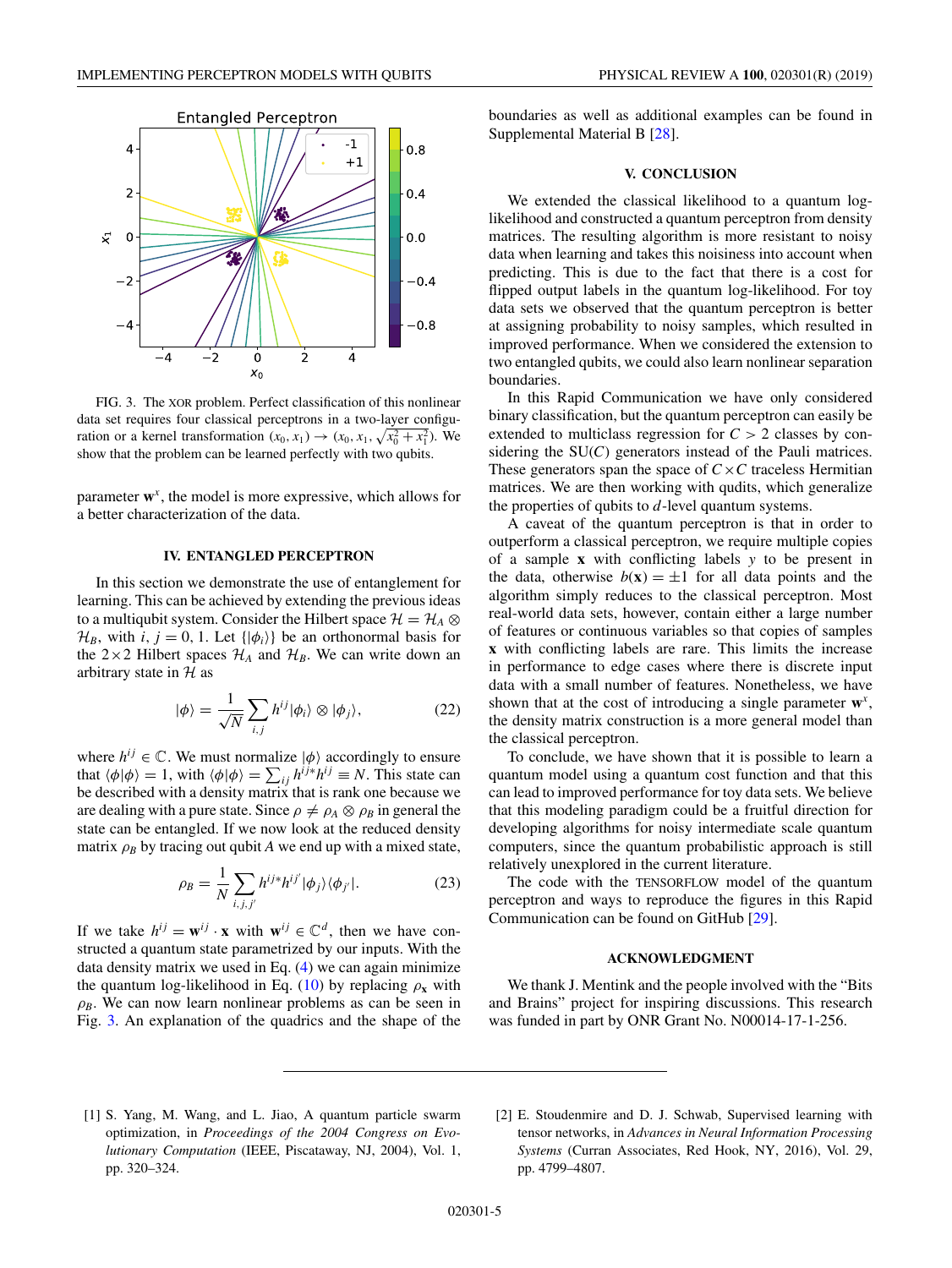FIG. 3. The XOR problem. Perfect classification of this nonlinear data set requires four classical perceptrons in a two-layer configuration or a kernel transformation $(x_0, x_1) \to (x_0, x_1, \sqrt{x_0^2 + x_1^2})$. We show that the problem can be learned perfectly with two qubits.

parameter $\mathbf{w}^x$, the model is more expressive, which allows for a better characterization of the data.

## IV. ENTANGLED PERCEPTRON

In this section we demonstrate the use of entanglement for learning. This can be achieved by extending the previous ideas to a multiqubit system. Consider the Hilbert space $\mathcal{H} = \mathcal{H}_A \otimes \mathcal{H}_B$, with $i, j = 0, 1$. Let $\{|\phi_i\rangle\}$ be an orthonormal basis for the $2\times 2$ Hilbert spaces $\mathcal{H}_A$ and $\mathcal{H}_B$. We can write down an arbitrary state in $\mathcal{H}$ as

$$|\phi\rangle = \frac{1}{\sqrt{N}} \sum_{i,j} h^{ij} |\phi_i\rangle \otimes |\phi_j\rangle, \tag{22}$$

where $h^{ij} \in \mathbb{C}$. We must normalize $|\phi\rangle$ accordingly to ensure that $\langle\phi|\phi\rangle = 1$, with $\langle\phi|\phi\rangle = \sum_{ij} h^{ij*} h^{ij} \equiv N$. This state can be described with a density matrix that is rank one because we are dealing with a pure state. Since $\rho \neq \rho_A \otimes \rho_B$ in general the state can be entangled. If we now look at the reduced density matrix $\rho_B$ by tracing out qubit $A$ we end up with a mixed state,

$$\rho_B = \frac{1}{N} \sum_{i,j,j'} h^{ij*} h^{ij'} |\phi_j\rangle\langle\phi_{j'}|. \tag{23}$$

If we take $h^{ij} = \mathbf{w}^{ij} \cdot \mathbf{x}$ with $\mathbf{w}^{ij} \in \mathbb{C}^d$, then we have constructed a quantum state parametrized by our inputs. With the data density matrix we used in Eq. (4) we can again minimize the quantum log-likelihood in Eq. (10) by replacing $\rho_{\mathbf{x}}$ with $\rho_B$. We can now learn nonlinear problems as can be seen in Fig. 3. An explanation of the quadrics and the shape of the boundaries as well as additional examples can be found in Supplemental Material B [28].

## V. CONCLUSION

We extended the classical likelihood to a quantum log-likelihood and constructed a quantum perceptron from density matrices. The resulting algorithm is more resistant to noisy data when learning and takes this noisiness into account when predicting. This is due to the fact that there is a cost for flipped output labels in the quantum log-likelihood. For toy data sets we observed that the quantum perceptron is better at assigning probability to noisy samples, which resulted in improved performance. When we considered the extension to two entangled qubits, we could also learn nonlinear separation boundaries.

In this Rapid Communication we have only considered binary classification, but the quantum perceptron can easily be extended to multiclass regression for $C > 2$ classes by considering the SU($C$) generators instead of the Pauli matrices. These generators span the space of $C\times C$ traceless Hermitian matrices. We are then working with qudits, which generalize the properties of qubits to $d$-level quantum systems.

A caveat of the quantum perceptron is that in order to outperform a classical perceptron, we require multiple copies of a sample $\mathbf{x}$ with conflicting labels $y$ to be present in the data, otherwise $b(\mathbf{x}) = \pm 1$ for all data points and the algorithm simply reduces to the classical perceptron. Most real-world data sets, however, contain either a large number of features or continuous variables so that copies of samples $\mathbf{x}$ with conflicting labels are rare. This limits the increase in performance to edge cases where there is discrete input data with a small number of features. Nonetheless, we have shown that at the cost of introducing a single parameter $\mathbf{w}^x$, the density matrix construction is a more general model than the classical perceptron.

To conclude, we have shown that it is possible to learn a quantum model using a quantum cost function and that this can lead to improved performance for toy data sets. We believe that this modeling paradigm could be a fruitful direction for developing algorithms for noisy intermediate scale quantum computers, since the quantum probabilistic approach is still relatively unexplored in the current literature.

The code with the TENSORFLOW model of the quantum perceptron and ways to reproduce the figures in this Rapid Communication can be found on GitHub [29].

## ACKNOWLEDGMENT

We thank J. Mentink and the people involved with the "Bits and Brains" project for inspiring discussions. This research was funded in part by ONR Grant No. N00014-17-1-256.

---

[1] S. Yang, M. Wang, and L. Jiao, A quantum particle swarm optimization, in *Proceedings of the 2004 Congress on Evolutionary Computation* (IEEE, Piscataway, NJ, 2004), Vol. 1, pp. 320–324.

[2] E. Stoudenmire and D. J. Schwab, Supervised learning with tensor networks, in *Advances in Neural Information Processing Systems* (Curran Associates, Red Hook, NY, 2016), Vol. 29, pp. 4799–4807.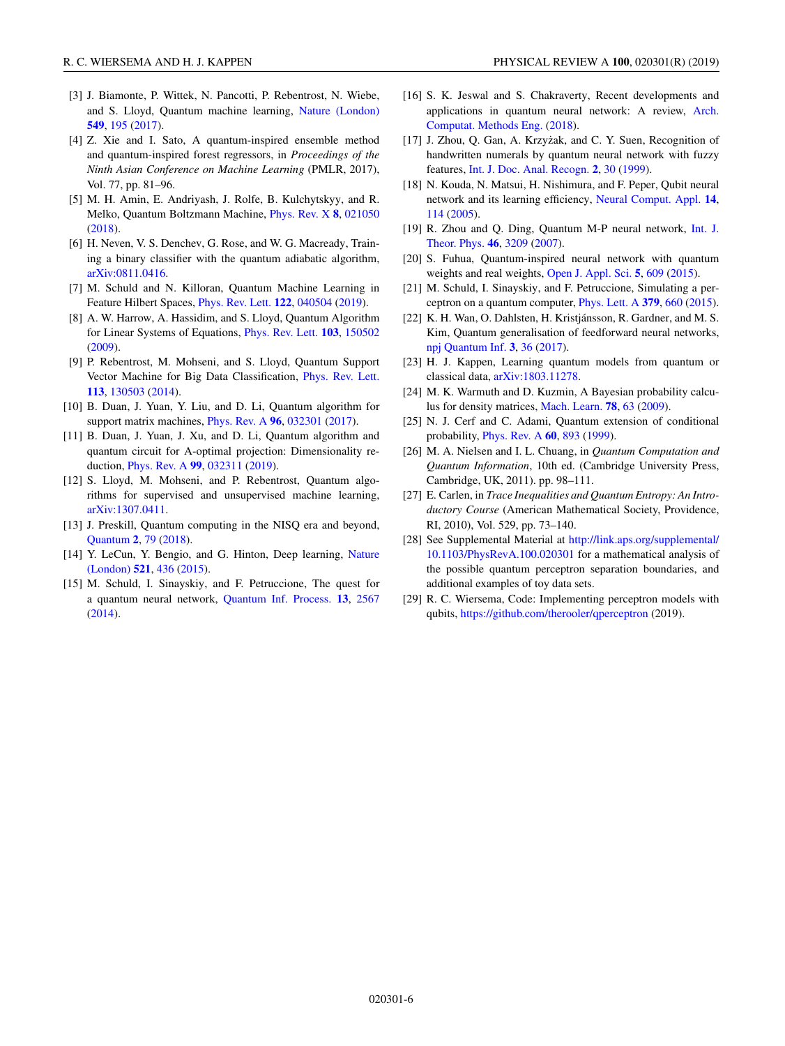[3] J. Biamonte, P. Wittek, N. Pancotti, P. Rebentrost, N. Wiebe, and S. Lloyd, Quantum machine learning, Nature (London) **549**, 195 (2017).

[4] Z. Xie and I. Sato, A quantum-inspired ensemble method and quantum-inspired forest regressors, in *Proceedings of the Ninth Asian Conference on Machine Learning* (PMLR, 2017), Vol. 77, pp. 81–96.

[5] M. H. Amin, E. Andriyash, J. Rolfe, B. Kulchytskyy, and R. Melko, Quantum Boltzmann Machine, Phys. Rev. X **8**, 021050 (2018).

[6] H. Neven, V. S. Denchev, G. Rose, and W. G. Macready, Training a binary classifier with the quantum adiabatic algorithm, arXiv:0811.0416.

[7] M. Schuld and N. Killoran, Quantum Machine Learning in Feature Hilbert Spaces, Phys. Rev. Lett. **122**, 040504 (2019).

[8] A. W. Harrow, A. Hassidim, and S. Lloyd, Quantum Algorithm for Linear Systems of Equations, Phys. Rev. Lett. **103**, 150502 (2009).

[9] P. Rebentrost, M. Mohseni, and S. Lloyd, Quantum Support Vector Machine for Big Data Classification, Phys. Rev. Lett. **113**, 130503 (2014).

[10] B. Duan, J. Yuan, Y. Liu, and D. Li, Quantum algorithm for support matrix machines, Phys. Rev. A **96**, 032301 (2017).

[11] B. Duan, J. Yuan, J. Xu, and D. Li, Quantum algorithm and quantum circuit for A-optimal projection: Dimensionality reduction, Phys. Rev. A **99**, 032311 (2019).

[12] S. Lloyd, M. Mohseni, and P. Rebentrost, Quantum algorithms for supervised and unsupervised machine learning, arXiv:1307.0411.

[13] J. Preskill, Quantum computing in the NISQ era and beyond, Quantum **2**, 79 (2018).

[14] Y. LeCun, Y. Bengio, and G. Hinton, Deep learning, Nature (London) **521**, 436 (2015).

[15] M. Schuld, I. Sinayskiy, and F. Petruccione, The quest for a quantum neural network, Quantum Inf. Process. **13**, 2567 (2014).

[16] S. K. Jeswal and S. Chakraverty, Recent developments and applications in quantum neural network: A review, Arch. Computat. Methods Eng. (2018).

[17] J. Zhou, Q. Gan, A. Krzyżak, and C. Y. Suen, Recognition of handwritten numerals by quantum neural network with fuzzy features, Int. J. Doc. Anal. Recogn. **2**, 30 (1999).

[18] N. Kouda, N. Matsui, H. Nishimura, and F. Peper, Qubit neural network and its learning efficiency, Neural Comput. Appl. **14**, 114 (2005).

[19] R. Zhou and Q. Ding, Quantum M-P neural network, Int. J. Theor. Phys. **46**, 3209 (2007).

[20] S. Fuhua, Quantum-inspired neural network with quantum weights and real weights, Open J. Appl. Sci. **5**, 609 (2015).

[21] M. Schuld, I. Sinayskiy, and F. Petruccione, Simulating a perceptron on a quantum computer, Phys. Lett. A **379**, 660 (2015).

[22] K. H. Wan, O. Dahlsten, H. Kristjánsson, R. Gardner, and M. S. Kim, Quantum generalisation of feedforward neural networks, npj Quantum Inf. **3**, 36 (2017).

[23] H. J. Kappen, Learning quantum models from quantum or classical data, arXiv:1803.11278.

[24] M. K. Warmuth and D. Kuzmin, A Bayesian probability calculus for density matrices, Mach. Learn. **78**, 63 (2009).

[25] N. J. Cerf and C. Adami, Quantum extension of conditional probability, Phys. Rev. A **60**, 893 (1999).

[26] M. A. Nielsen and I. L. Chuang, in *Quantum Computation and Quantum Information*, 10th ed. (Cambridge University Press, Cambridge, UK, 2011). pp. 98–111.

[27] E. Carlen, in *Trace Inequalities and Quantum Entropy: An Introductory Course* (American Mathematical Society, Providence, RI, 2010), Vol. 529, pp. 73–140.

[28] See Supplemental Material at http://link.aps.org/supplemental/10.1103/PhysRevA.100.020301 for a mathematical analysis of the possible quantum perceptron separation boundaries, and additional examples of toy data sets.

[29] R. C. Wiersema, Code: Implementing perceptron models with qubits, https://github.com/therooler/qperceptron (2019).